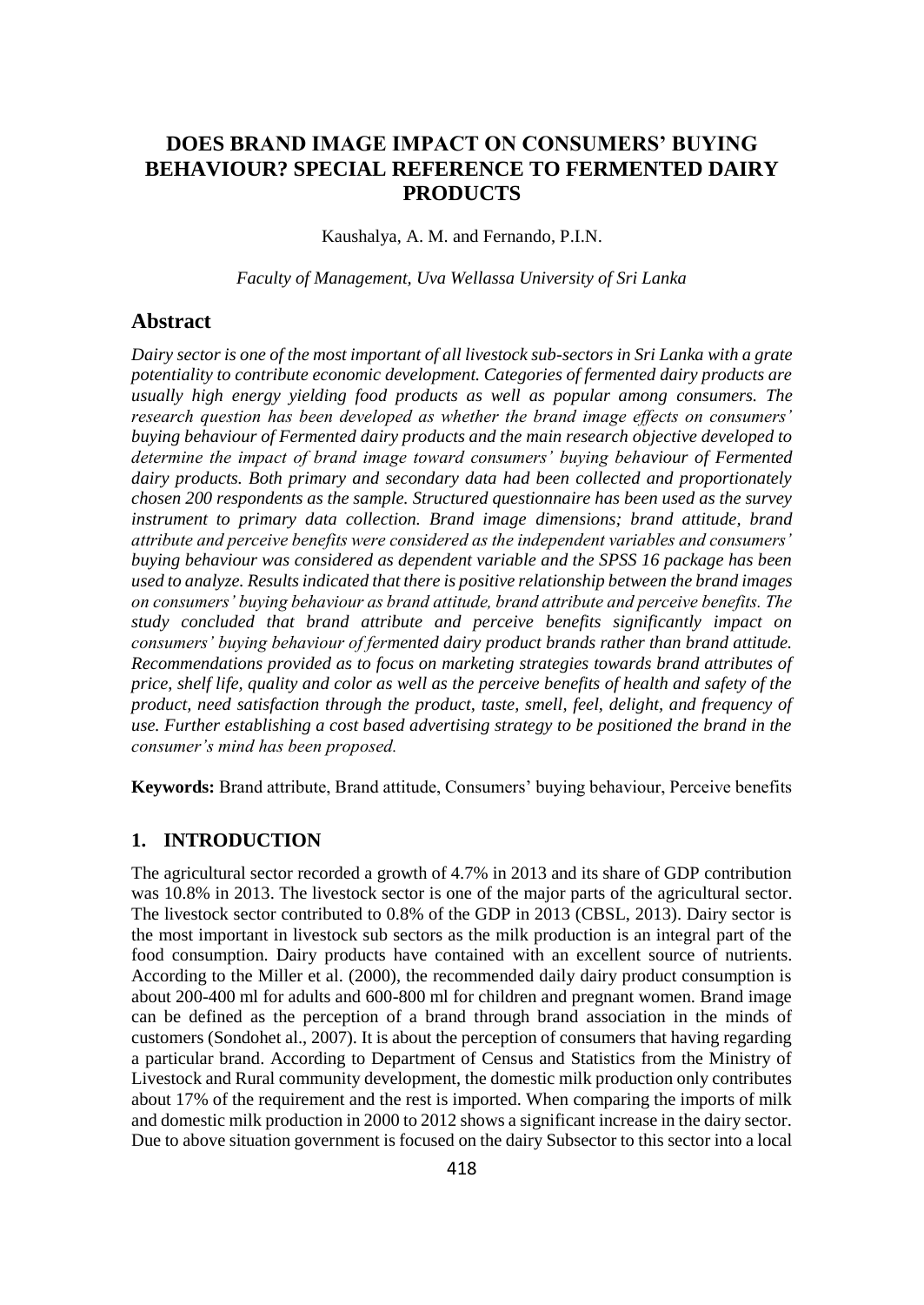# DOES BRAND IMAGE IMPACT ON CONSUMERS' BUYING BEHAVIOUR? SPECIAL REFERENCE TO FERMENTED DAIRY PRODUCTS

Kaushalya, A. M. and Fernando, P.I.N.

*Faculty of Management, Uva Wellassa University of Sri Lanka*

## Abstract

*Dairy sector is one of the most important of all livestock sub-sectors in Sri Lanka with a grate potentiality to contribute economic development. Categories of fermented dairy products are usually high energy yielding food products as well as popular among consumers. The research question has been developed as whether the brand image effects on consumers' buying behaviour of Fermented dairy products and the main research objective developed to determine the impact of brand image toward consumers' buying behaviour of Fermented dairy products. Both primary and secondary data had been collected and proportionately chosen 200 respondents as the sample. Structured questionnaire has been used as the survey instrument to primary data collection. Brand image dimensions; brand attitude, brand attribute and perceive benefits were considered as the independent variables and consumers' buying behaviour was considered as dependent variable and the SPSS 16 package has been used to analyze. Results indicated that there is positive relationship between the brand images on consumers' buying behaviour as brand attitude, brand attribute and perceive benefits. The study concluded that brand attribute and perceive benefits significantly impact on consumers' buying behaviour of fermented dairy product brands rather than brand attitude. Recommendations provided as to focus on marketing strategies towards brand attributes of price, shelf life, quality and color as well as the perceive benefits of health and safety of the product, need satisfaction through the product, taste, smell, feel, delight, and frequency of use. Further establishing a cost based advertising strategy to be positioned the brand in the consumer's mind has been proposed.*

**Keywords:** Brand attribute, Brand attitude, Consumers' buying behaviour, Perceive benefits

## 1. INTRODUCTION

The agricultural sector recorded a growth of 4.7% in 2013 and its share of GDP contribution was 10.8% in 2013. The livestock sector is one of the major parts of the agricultural sector. The livestock sector contributed to 0.8% of the GDP in 2013 (CBSL, 2013). Dairy sector is the most important in livestock sub sectors as the milk production is an integral part of the food consumption. Dairy products have contained with an excellent source of nutrients. According to the Miller et al. (2000), the recommended daily dairy product consumption is about 200-400 ml for adults and 600-800 ml for children and pregnant women. Brand image can be defined as the perception of a brand through brand association in the minds of customers (Sondohet al., 2007). It is about the perception of consumers that having regarding a particular brand. According to Department of Census and Statistics from the Ministry of Livestock and Rural community development, the domestic milk production only contributes about 17% of the requirement and the rest is imported. When comparing the imports of milk and domestic milk production in 2000 to 2012 shows a significant increase in the dairy sector. Due to above situation government is focused on the dairy Subsector to this sector into a local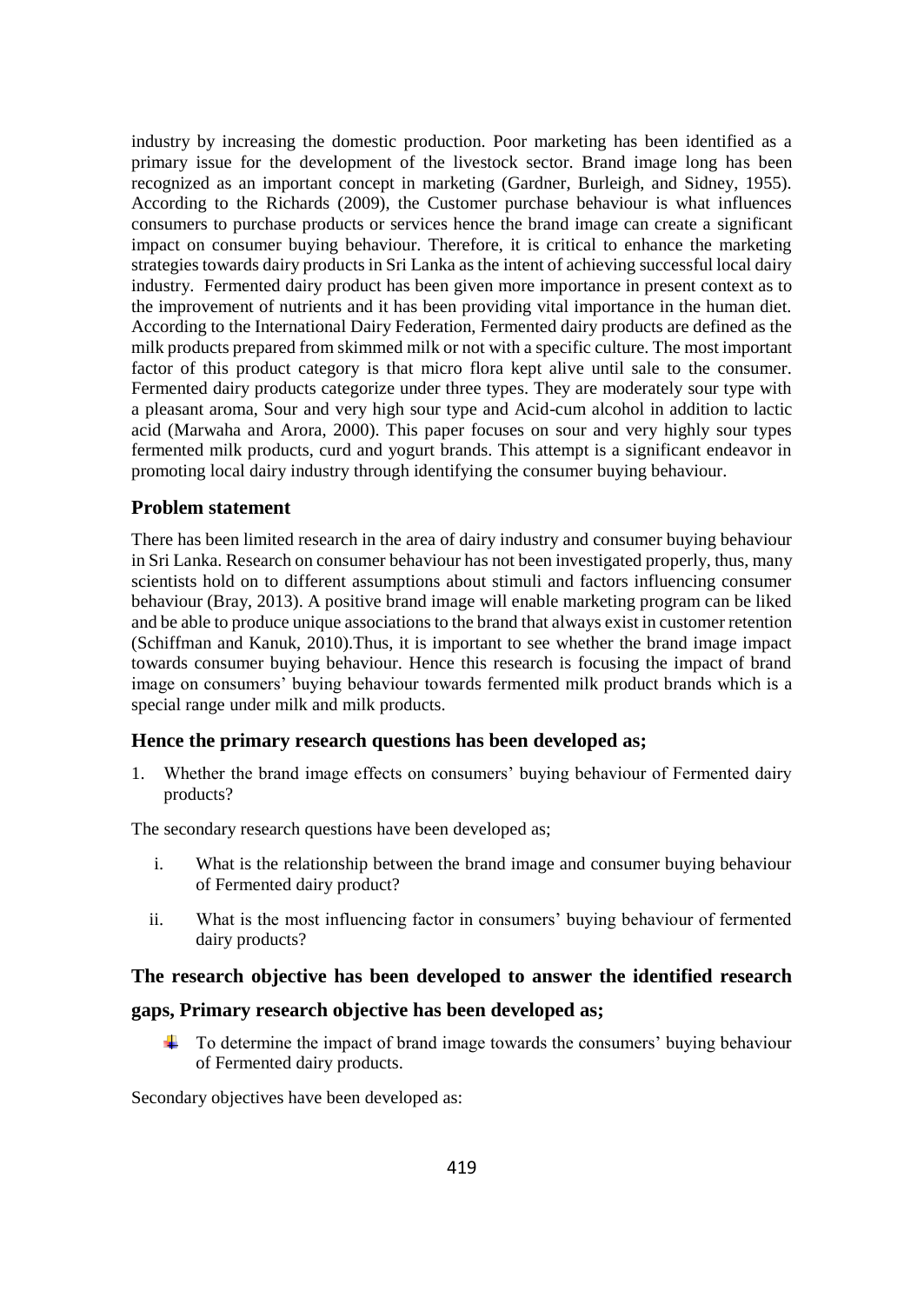industry by increasing the domestic production. Poor marketing has been identified as a primary issue for the development of the livestock sector. Brand image long has been recognized as an important concept in marketing (Gardner, Burleigh, and Sidney, 1955). According to the Richards (2009), the Customer purchase behaviour is what influences consumers to purchase products or services hence the brand image can create a significant impact on consumer buying behaviour. Therefore, it is critical to enhance the marketing strategies towards dairy products in Sri Lanka as the intent of achieving successful local dairy industry. Fermented dairy product has been given more importance in present context as to the improvement of nutrients and it has been providing vital importance in the human diet. According to the International Dairy Federation, Fermented dairy products are defined as the milk products prepared from skimmed milk or not with a specific culture. The most important factor of this product category is that micro flora kept alive until sale to the consumer. Fermented dairy products categorize under three types. They are moderately sour type with a pleasant aroma, Sour and very high sour type and Acid-cum alcohol in addition to lactic acid (Marwaha and Arora, 2000). This paper focuses on sour and very highly sour types fermented milk products, curd and yogurt brands. This attempt is a significant endeavor in promoting local dairy industry through identifying the consumer buying behaviour.

## Problem statement

There has been limited research in the area of dairy industry and consumer buying behaviour in Sri Lanka. Research on consumer behaviour has not been investigated properly, thus, many scientists hold on to different assumptions about stimuli and factors influencing consumer behaviour (Bray, 2013). A positive brand image will enable marketing program can be liked and be able to produce unique associations to the brand that always exist in customer retention (Schiffman and Kanuk, 2010).Thus, it is important to see whether the brand image impact towards consumer buying behaviour. Hence this research is focusing the impact of brand image on consumers' buying behaviour towards fermented milk product brands which is a special range under milk and milk products.

## Hence the primary research questions has been developed as;

1. Whether the brand image effects on consumers' buying behaviour of Fermented dairy products?

The secondary research questions have been developed as;

i. What is the relationship between the brand image and consumer buying behaviour of Fermented dairy product?

ii. What is the most influencing factor in consumers' buying behaviour of fermented dairy products?

## The research objective has been developed to answer the identified research gaps, Primary research objective has been developed as;

- To determine the impact of brand image towards the consumers' buying behaviour of Fermented dairy products.

Secondary objectives have been developed as: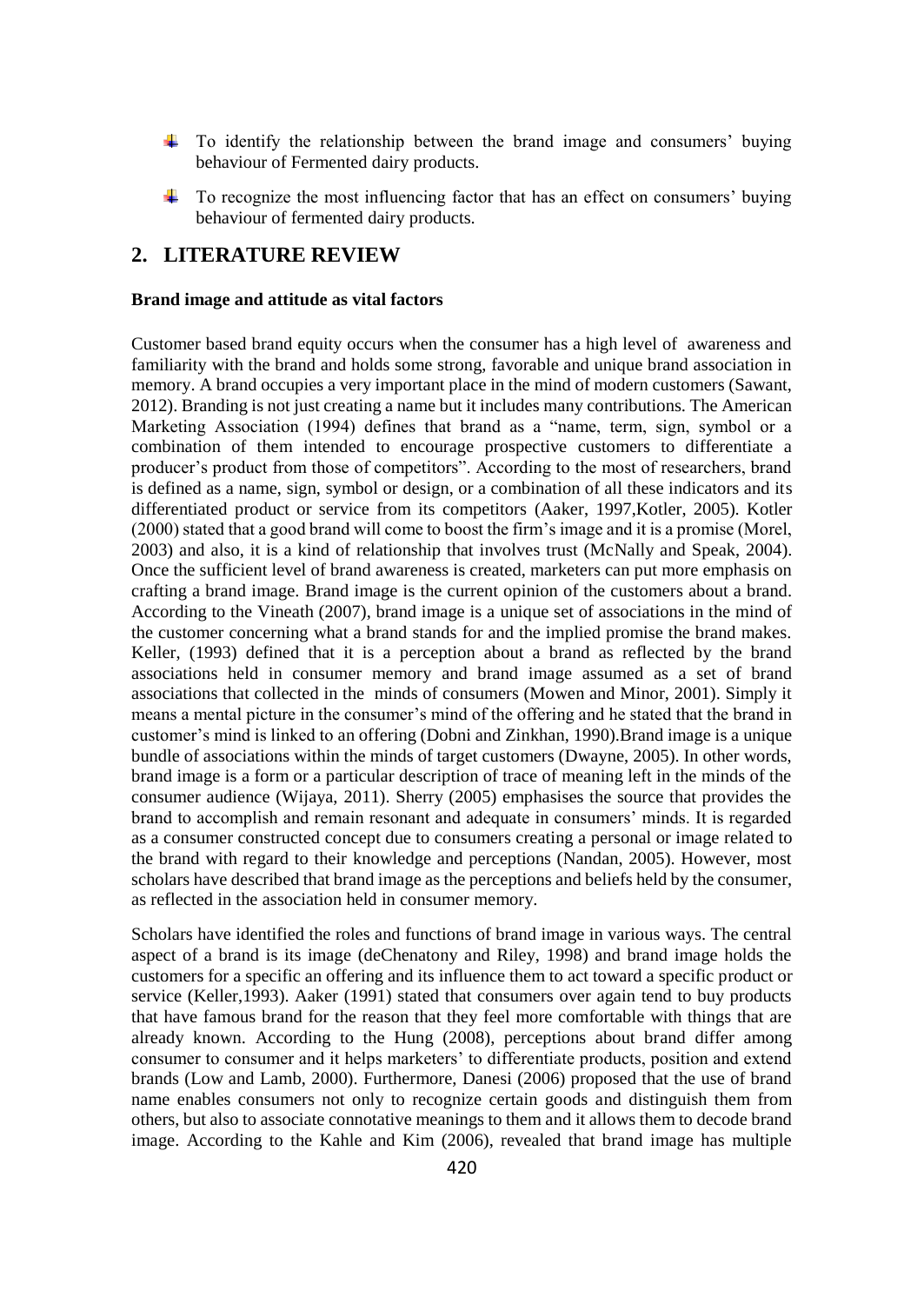- To identify the relationship between the brand image and consumers' buying behaviour of Fermented dairy products.
- To recognize the most influencing factor that has an effect on consumers' buying behaviour of fermented dairy products.

## 2. LITERATURE REVIEW

**Brand image and attitude as vital factors**

Customer based brand equity occurs when the consumer has a high level of awareness and familiarity with the brand and holds some strong, favorable and unique brand association in memory. A brand occupies a very important place in the mind of modern customers (Sawant, 2012). Branding is not just creating a name but it includes many contributions. The American Marketing Association (1994) defines that brand as a "name, term, sign, symbol or a combination of them intended to encourage prospective customers to differentiate a producer's product from those of competitors". According to the most of researchers, brand is defined as a name, sign, symbol or design, or a combination of all these indicators and its differentiated product or service from its competitors (Aaker, 1997,Kotler, 2005). Kotler (2000) stated that a good brand will come to boost the firm's image and it is a promise (Morel, 2003) and also, it is a kind of relationship that involves trust (McNally and Speak, 2004). Once the sufficient level of brand awareness is created, marketers can put more emphasis on crafting a brand image. Brand image is the current opinion of the customers about a brand. According to the Vineath (2007), brand image is a unique set of associations in the mind of the customer concerning what a brand stands for and the implied promise the brand makes. Keller, (1993) defined that it is a perception about a brand as reflected by the brand associations held in consumer memory and brand image assumed as a set of brand associations that collected in the minds of consumers (Mowen and Minor, 2001). Simply it means a mental picture in the consumer's mind of the offering and he stated that the brand in customer's mind is linked to an offering (Dobni and Zinkhan, 1990).Brand image is a unique bundle of associations within the minds of target customers (Dwayne, 2005). In other words, brand image is a form or a particular description of trace of meaning left in the minds of the consumer audience (Wijaya, 2011). Sherry (2005) emphasises the source that provides the brand to accomplish and remain resonant and adequate in consumers' minds. It is regarded as a consumer constructed concept due to consumers creating a personal or image related to the brand with regard to their knowledge and perceptions (Nandan, 2005). However, most scholars have described that brand image as the perceptions and beliefs held by the consumer, as reflected in the association held in consumer memory.

Scholars have identified the roles and functions of brand image in various ways. The central aspect of a brand is its image (deChenatony and Riley, 1998) and brand image holds the customers for a specific an offering and its influence them to act toward a specific product or service (Keller,1993). Aaker (1991) stated that consumers over again tend to buy products that have famous brand for the reason that they feel more comfortable with things that are already known. According to the Hung (2008), perceptions about brand differ among consumer to consumer and it helps marketers' to differentiate products, position and extend brands (Low and Lamb, 2000). Furthermore, Danesi (2006) proposed that the use of brand name enables consumers not only to recognize certain goods and distinguish them from others, but also to associate connotative meanings to them and it allows them to decode brand image. According to the Kahle and Kim (2006), revealed that brand image has multiple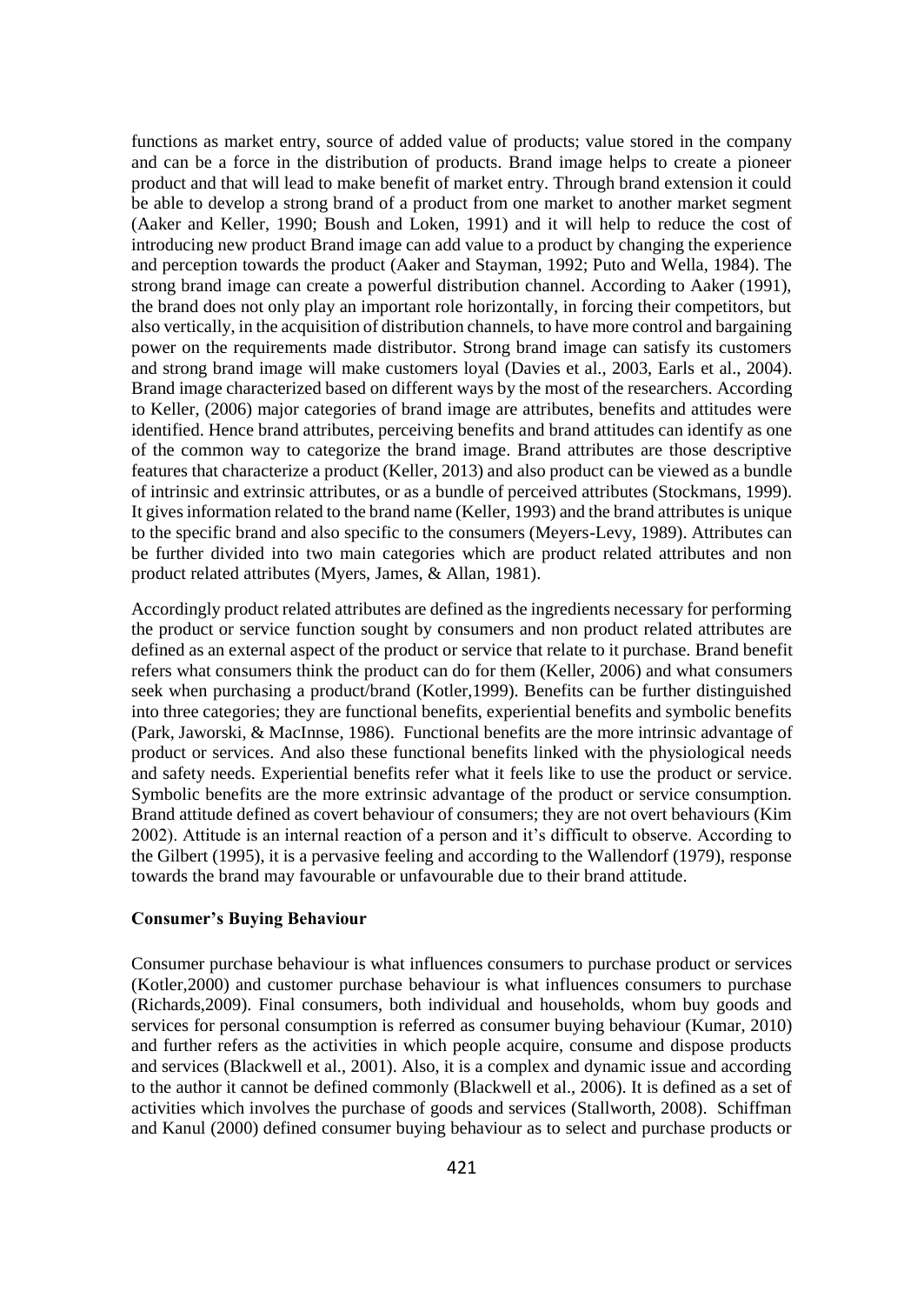functions as market entry, source of added value of products; value stored in the company and can be a force in the distribution of products. Brand image helps to create a pioneer product and that will lead to make benefit of market entry. Through brand extension it could be able to develop a strong brand of a product from one market to another market segment (Aaker and Keller, 1990; Boush and Loken, 1991) and it will help to reduce the cost of introducing new product Brand image can add value to a product by changing the experience and perception towards the product (Aaker and Stayman, 1992; Puto and Wella, 1984). The strong brand image can create a powerful distribution channel. According to Aaker (1991), the brand does not only play an important role horizontally, in forcing their competitors, but also vertically, in the acquisition of distribution channels, to have more control and bargaining power on the requirements made distributor. Strong brand image can satisfy its customers and strong brand image will make customers loyal (Davies et al., 2003, Earls et al., 2004). Brand image characterized based on different ways by the most of the researchers. According to Keller, (2006) major categories of brand image are attributes, benefits and attitudes were identified. Hence brand attributes, perceiving benefits and brand attitudes can identify as one of the common way to categorize the brand image. Brand attributes are those descriptive features that characterize a product (Keller, 2013) and also product can be viewed as a bundle of intrinsic and extrinsic attributes, or as a bundle of perceived attributes (Stockmans, 1999). It gives information related to the brand name (Keller, 1993) and the brand attributes is unique to the specific brand and also specific to the consumers (Meyers-Levy, 1989). Attributes can be further divided into two main categories which are product related attributes and non product related attributes (Myers, James, & Allan, 1981).

Accordingly product related attributes are defined as the ingredients necessary for performing the product or service function sought by consumers and non product related attributes are defined as an external aspect of the product or service that relate to it purchase. Brand benefit refers what consumers think the product can do for them (Keller, 2006) and what consumers seek when purchasing a product/brand (Kotler,1999). Benefits can be further distinguished into three categories; they are functional benefits, experiential benefits and symbolic benefits (Park, Jaworski, & MacInnse, 1986). Functional benefits are the more intrinsic advantage of product or services. And also these functional benefits linked with the physiological needs and safety needs. Experiential benefits refer what it feels like to use the product or service. Symbolic benefits are the more extrinsic advantage of the product or service consumption. Brand attitude defined as covert behaviour of consumers; they are not overt behaviours (Kim 2002). Attitude is an internal reaction of a person and it's difficult to observe. According to the Gilbert (1995), it is a pervasive feeling and according to the Wallendorf (1979), response towards the brand may favourable or unfavourable due to their brand attitude.

**Consumer's Buying Behaviour**

Consumer purchase behaviour is what influences consumers to purchase product or services (Kotler,2000) and customer purchase behaviour is what influences consumers to purchase (Richards,2009). Final consumers, both individual and households, whom buy goods and services for personal consumption is referred as consumer buying behaviour (Kumar, 2010) and further refers as the activities in which people acquire, consume and dispose products and services (Blackwell et al., 2001). Also, it is a complex and dynamic issue and according to the author it cannot be defined commonly (Blackwell et al., 2006). It is defined as a set of activities which involves the purchase of goods and services (Stallworth, 2008). Schiffman and Kanul (2000) defined consumer buying behaviour as to select and purchase products or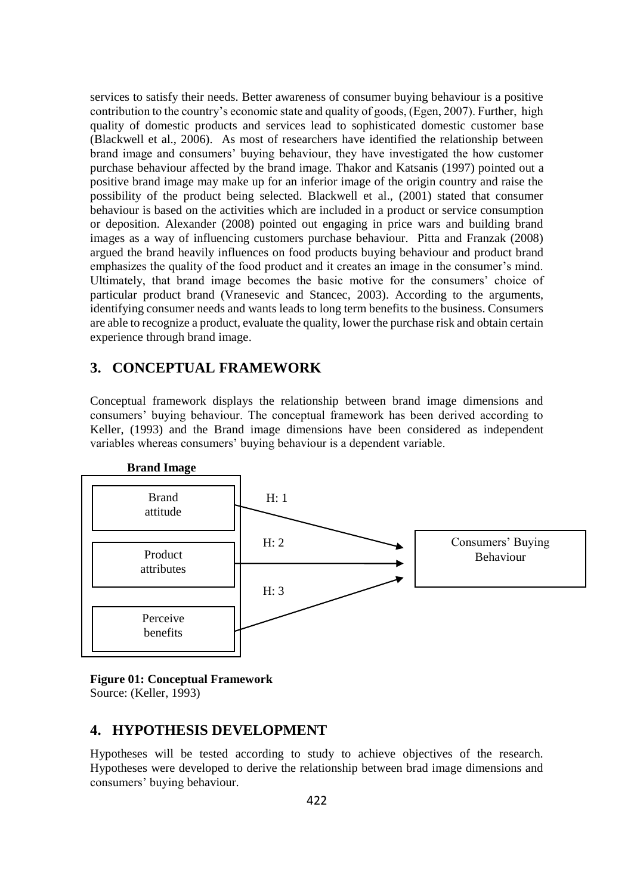services to satisfy their needs. Better awareness of consumer buying behaviour is a positive contribution to the country's economic state and quality of goods, (Egen, 2007). Further, high quality of domestic products and services lead to sophisticated domestic customer base (Blackwell et al., 2006). As most of researchers have identified the relationship between brand image and consumers' buying behaviour, they have investigated the how customer purchase behaviour affected by the brand image. Thakor and Katsanis (1997) pointed out a positive brand image may make up for an inferior image of the origin country and raise the possibility of the product being selected. Blackwell et al., (2001) stated that consumer behaviour is based on the activities which are included in a product or service consumption or deposition. Alexander (2008) pointed out engaging in price wars and building brand images as a way of influencing customers purchase behaviour. Pitta and Franzak (2008) argued the brand heavily influences on food products buying behaviour and product brand emphasizes the quality of the food product and it creates an image in the consumer's mind. Ultimately, that brand image becomes the basic motive for the consumers' choice of particular product brand (Vranesevic and Stancec, 2003). According to the arguments, identifying consumer needs and wants leads to long term benefits to the business. Consumers are able to recognize a product, evaluate the quality, lower the purchase risk and obtain certain experience through brand image.

## 3. CONCEPTUAL FRAMEWORK

Conceptual framework displays the relationship between brand image dimensions and consumers' buying behaviour. The conceptual framework has been derived according to Keller, (1993) and the Brand image dimensions have been considered as independent variables whereas consumers' buying behaviour is a dependent variable.

**Brand Image**

- Brand attitude → (H: 1) → Consumers' Buying Behaviour
- Product attributes → (H: 2) → Consumers' Buying Behaviour
- Perceive benefits → (H: 3) → Consumers' Buying Behaviour

**Figure 01: Conceptual Framework**
Source: (Keller, 1993)

## 4. HYPOTHESIS DEVELOPMENT

Hypotheses will be tested according to study to achieve objectives of the research. Hypotheses were developed to derive the relationship between brad image dimensions and consumers' buying behaviour.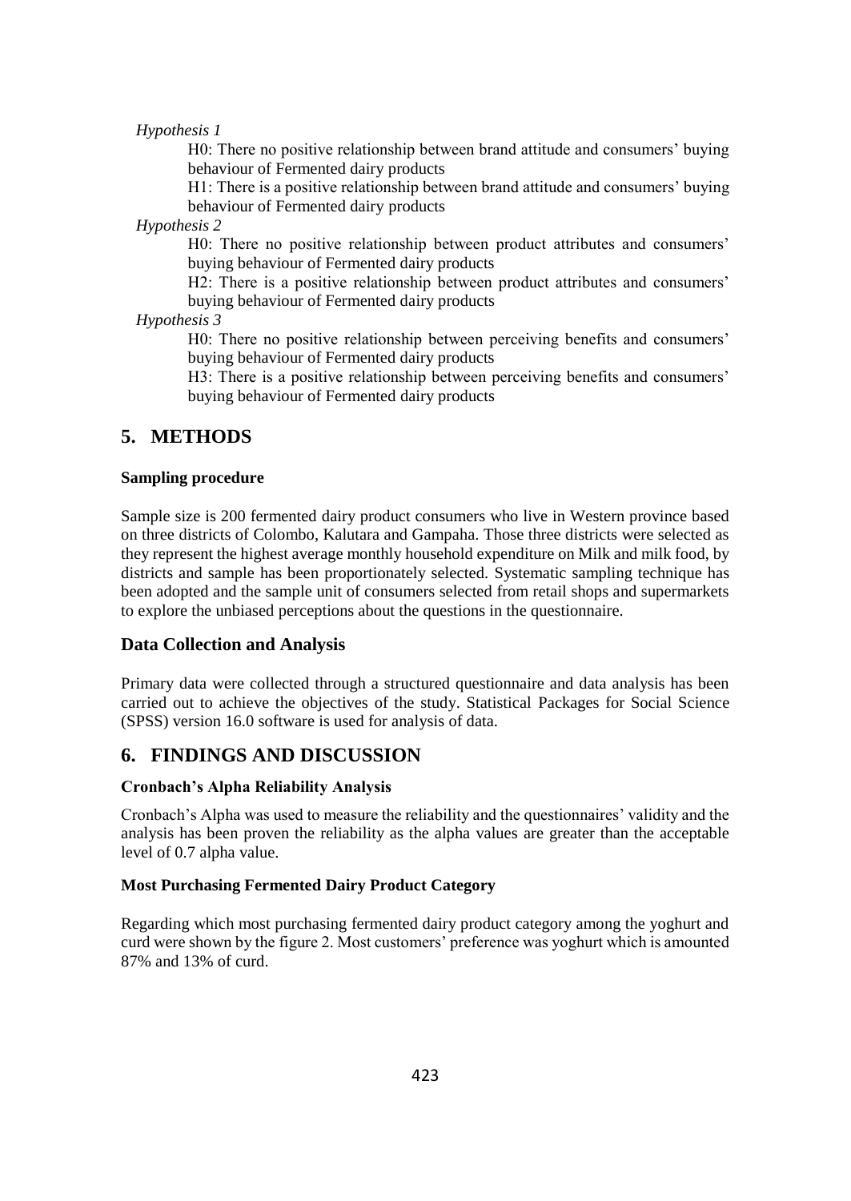*Hypothesis 1*

H0: There no positive relationship between brand attitude and consumers' buying behaviour of Fermented dairy products

H1: There is a positive relationship between brand attitude and consumers' buying behaviour of Fermented dairy products

*Hypothesis 2*

H0: There no positive relationship between product attributes and consumers' buying behaviour of Fermented dairy products

H2: There is a positive relationship between product attributes and consumers' buying behaviour of Fermented dairy products

*Hypothesis 3*

H0: There no positive relationship between perceiving benefits and consumers' buying behaviour of Fermented dairy products

H3: There is a positive relationship between perceiving benefits and consumers' buying behaviour of Fermented dairy products

## 5. METHODS

**Sampling procedure**

Sample size is 200 fermented dairy product consumers who live in Western province based on three districts of Colombo, Kalutara and Gampaha. Those three districts were selected as they represent the highest average monthly household expenditure on Milk and milk food, by districts and sample has been proportionately selected. Systematic sampling technique has been adopted and the sample unit of consumers selected from retail shops and supermarkets to explore the unbiased perceptions about the questions in the questionnaire.

### Data Collection and Analysis

Primary data were collected through a structured questionnaire and data analysis has been carried out to achieve the objectives of the study. Statistical Packages for Social Science (SPSS) version 16.0 software is used for analysis of data.

## 6. FINDINGS AND DISCUSSION

**Cronbach's Alpha Reliability Analysis**

Cronbach's Alpha was used to measure the reliability and the questionnaires' validity and the analysis has been proven the reliability as the alpha values are greater than the acceptable level of 0.7 alpha value.

**Most Purchasing Fermented Dairy Product Category**

Regarding which most purchasing fermented dairy product category among the yoghurt and curd were shown by the figure 2. Most customers' preference was yoghurt which is amounted 87% and 13% of curd.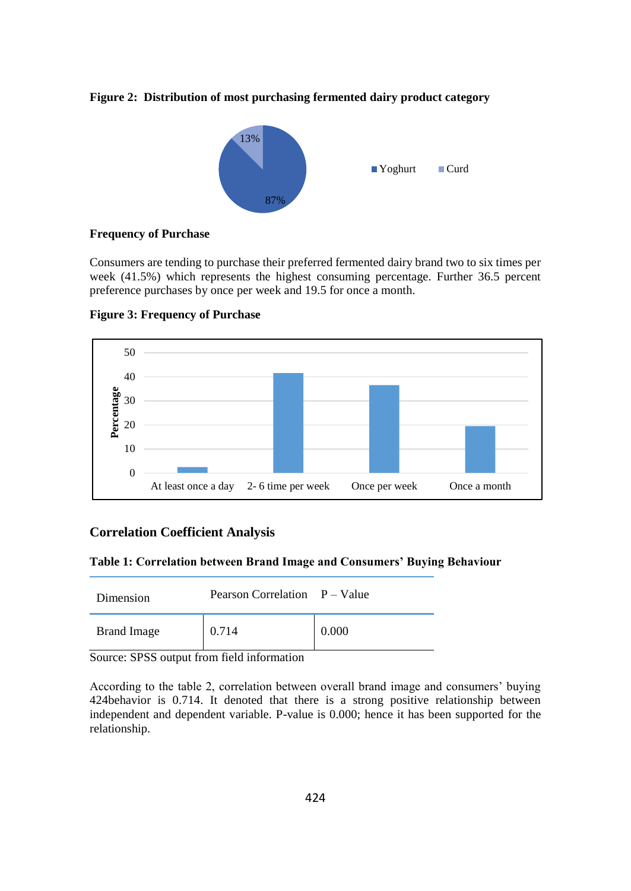**Figure 2: Distribution of most purchasing fermented dairy product category**

**Frequency of Purchase**

Consumers are tending to purchase their preferred fermented dairy brand two to six times per week (41.5%) which represents the highest consuming percentage. Further 36.5 percent preference purchases by once per week and 19.5 for once a month.

**Figure 3: Frequency of Purchase**

## Correlation Coefficient Analysis

**Table 1: Correlation between Brand Image and Consumers' Buying Behaviour**

| Dimension | Pearson Correlation | P – Value |
|---|---|---|
| Brand Image | 0.714 | 0.000 |

Source: SPSS output from field information

According to the table 2, correlation between overall brand image and consumers' buying 424behavior is 0.714. It denoted that there is a strong positive relationship between independent and dependent variable. P-value is 0.000; hence it has been supported for the relationship.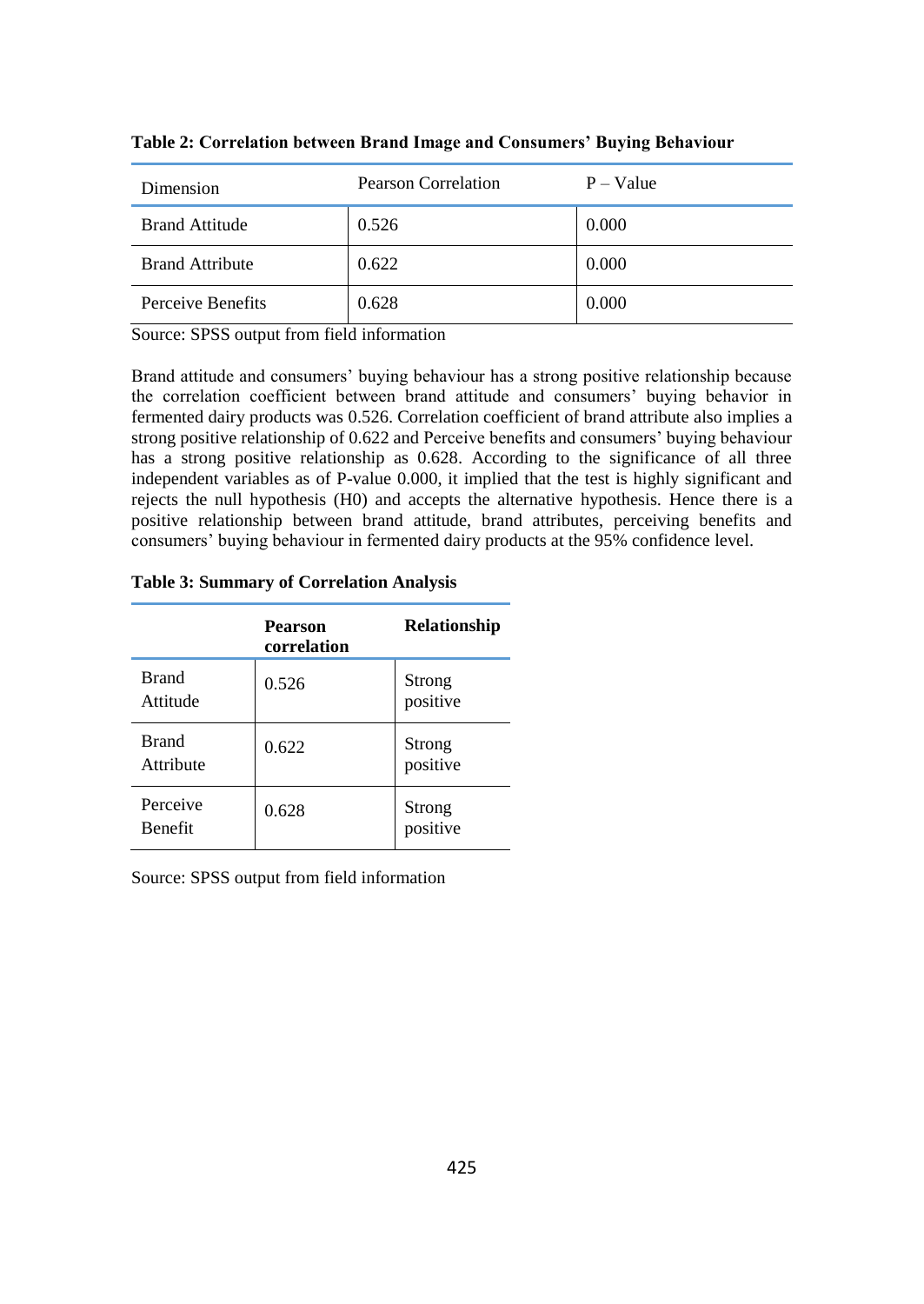**Table 2: Correlation between Brand Image and Consumers' Buying Behaviour**

| Dimension | Pearson Correlation | P – Value |
|---|---|---|
| Brand Attitude | 0.526 | 0.000 |
| Brand Attribute | 0.622 | 0.000 |
| Perceive Benefits | 0.628 | 0.000 |

Source: SPSS output from field information

Brand attitude and consumers' buying behaviour has a strong positive relationship because the correlation coefficient between brand attitude and consumers' buying behavior in fermented dairy products was 0.526. Correlation coefficient of brand attribute also implies a strong positive relationship of 0.622 and Perceive benefits and consumers' buying behaviour has a strong positive relationship as 0.628. According to the significance of all three independent variables as of P-value 0.000, it implied that the test is highly significant and rejects the null hypothesis (H0) and accepts the alternative hypothesis. Hence there is a positive relationship between brand attitude, brand attributes, perceiving benefits and consumers' buying behaviour in fermented dairy products at the 95% confidence level.

**Table 3: Summary of Correlation Analysis**

| | **Pearson correlation** | **Relationship** |
|---|---|---|
| Brand Attitude | 0.526 | Strong positive |
| Brand Attribute | 0.622 | Strong positive |
| Perceive Benefit | 0.628 | Strong positive |

Source: SPSS output from field information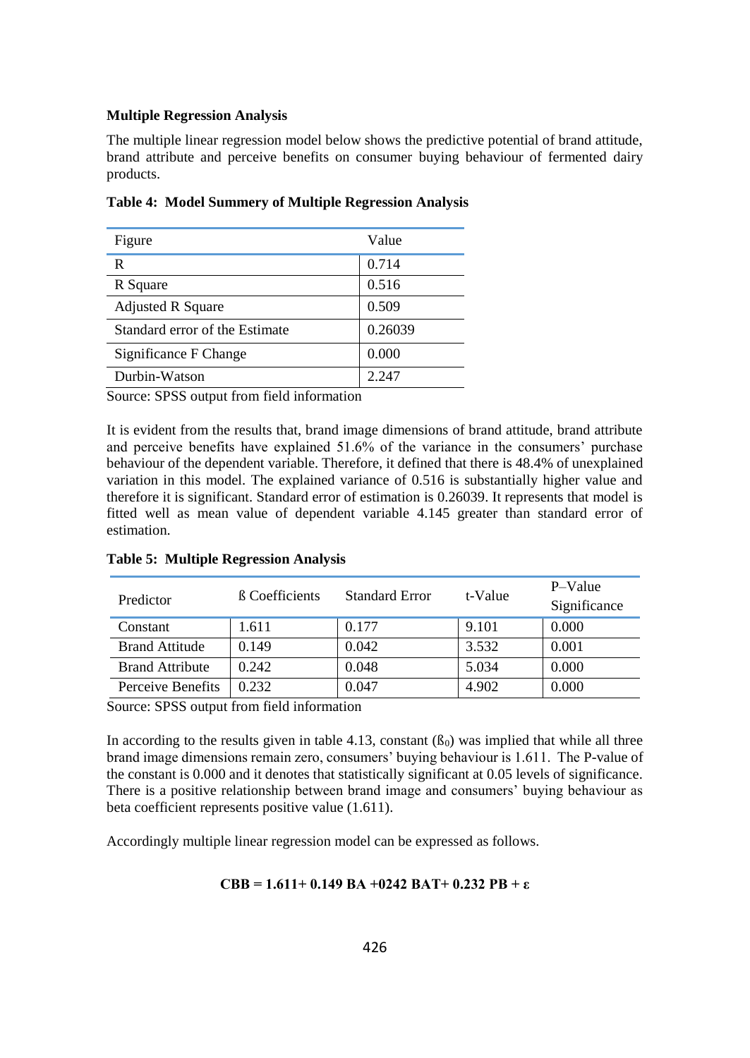**Multiple Regression Analysis**

The multiple linear regression model below shows the predictive potential of brand attitude, brand attribute and perceive benefits on consumer buying behaviour of fermented dairy products.

**Table 4: Model Summery of Multiple Regression Analysis**

| Figure | Value |
| --- | --- |
| R | 0.714 |
| R Square | 0.516 |
| Adjusted R Square | 0.509 |
| Standard error of the Estimate | 0.26039 |
| Significance F Change | 0.000 |
| Durbin-Watson | 2.247 |

Source: SPSS output from field information

It is evident from the results that, brand image dimensions of brand attitude, brand attribute and perceive benefits have explained 51.6% of the variance in the consumers' purchase behaviour of the dependent variable. Therefore, it defined that there is 48.4% of unexplained variation in this model. The explained variance of 0.516 is substantially higher value and therefore it is significant. Standard error of estimation is 0.26039. It represents that model is fitted well as mean value of dependent variable 4.145 greater than standard error of estimation.

**Table 5: Multiple Regression Analysis**

| Predictor | ß Coefficients | Standard Error | t-Value | P–Value Significance |
| --- | --- | --- | --- | --- |
| Constant | 1.611 | 0.177 | 9.101 | 0.000 |
| Brand Attitude | 0.149 | 0.042 | 3.532 | 0.001 |
| Brand Attribute | 0.242 | 0.048 | 5.034 | 0.000 |
| Perceive Benefits | 0.232 | 0.047 | 4.902 | 0.000 |

Source: SPSS output from field information

In according to the results given in table 4.13, constant ($ß_0$) was implied that while all three brand image dimensions remain zero, consumers' buying behaviour is 1.611. The P-value of the constant is 0.000 and it denotes that statistically significant at 0.05 levels of significance. There is a positive relationship between brand image and consumers' buying behaviour as beta coefficient represents positive value (1.611).

Accordingly multiple linear regression model can be expressed as follows.

$$\mathbf{CBB = 1.611 + 0.149\ BA + 0242\ BAT + 0.232\ PB + \varepsilon}$$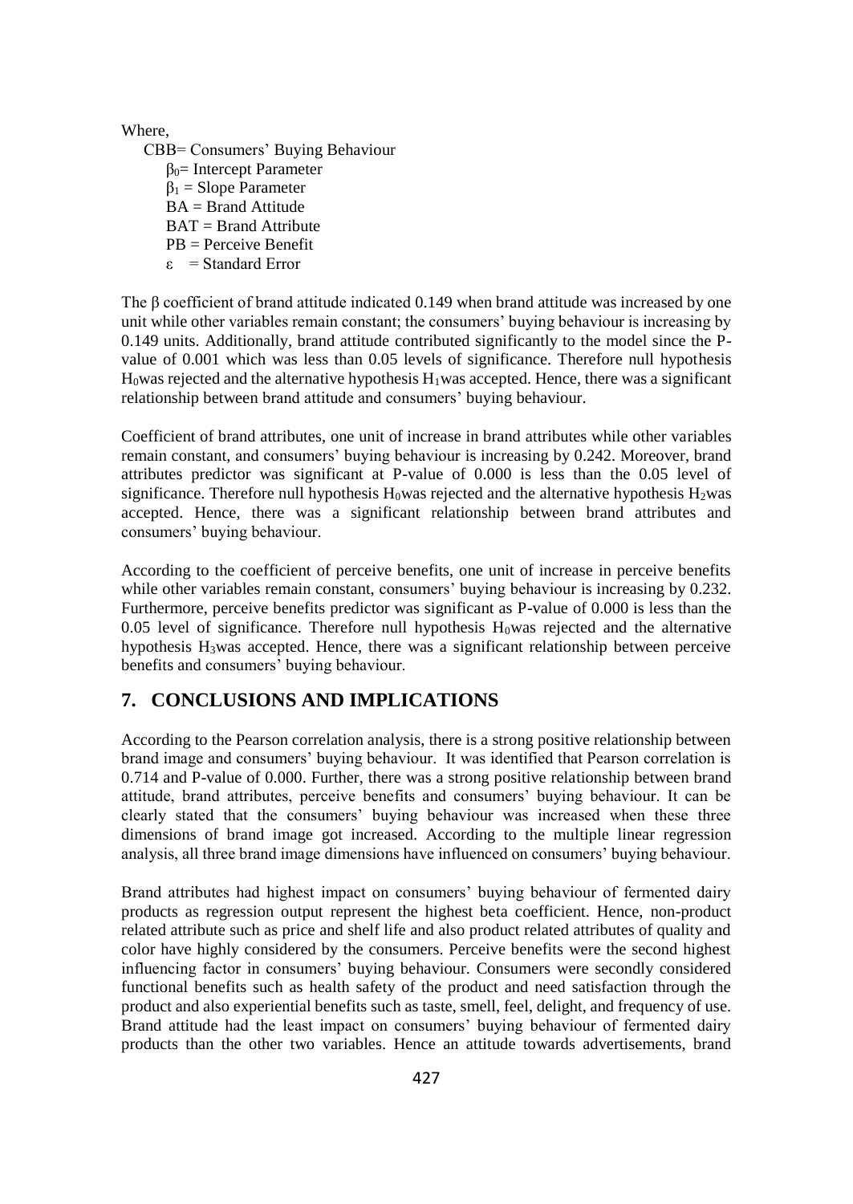Where,

- CBB= Consumers' Buying Behaviour
  - $\beta_0$= Intercept Parameter
  - $\beta_1$ = Slope Parameter
  - BA = Brand Attitude
  - BAT = Brand Attribute
  - PB = Perceive Benefit
  - $\varepsilon$ = Standard Error

The β coefficient of brand attitude indicated 0.149 when brand attitude was increased by one unit while other variables remain constant; the consumers' buying behaviour is increasing by 0.149 units. Additionally, brand attitude contributed significantly to the model since the P-value of 0.001 which was less than 0.05 levels of significance. Therefore null hypothesis $H_0$was rejected and the alternative hypothesis $H_1$was accepted. Hence, there was a significant relationship between brand attitude and consumers' buying behaviour.

Coefficient of brand attributes, one unit of increase in brand attributes while other variables remain constant, and consumers' buying behaviour is increasing by 0.242. Moreover, brand attributes predictor was significant at P-value of 0.000 is less than the 0.05 level of significance. Therefore null hypothesis $H_0$was rejected and the alternative hypothesis $H_2$was accepted. Hence, there was a significant relationship between brand attributes and consumers' buying behaviour.

According to the coefficient of perceive benefits, one unit of increase in perceive benefits while other variables remain constant, consumers' buying behaviour is increasing by 0.232. Furthermore, perceive benefits predictor was significant as P-value of 0.000 is less than the 0.05 level of significance. Therefore null hypothesis $H_0$was rejected and the alternative hypothesis $H_3$was accepted. Hence, there was a significant relationship between perceive benefits and consumers' buying behaviour.

## 7. CONCLUSIONS AND IMPLICATIONS

According to the Pearson correlation analysis, there is a strong positive relationship between brand image and consumers' buying behaviour. It was identified that Pearson correlation is 0.714 and P-value of 0.000. Further, there was a strong positive relationship between brand attitude, brand attributes, perceive benefits and consumers' buying behaviour. It can be clearly stated that the consumers' buying behaviour was increased when these three dimensions of brand image got increased. According to the multiple linear regression analysis, all three brand image dimensions have influenced on consumers' buying behaviour.

Brand attributes had highest impact on consumers' buying behaviour of fermented dairy products as regression output represent the highest beta coefficient. Hence, non-product related attribute such as price and shelf life and also product related attributes of quality and color have highly considered by the consumers. Perceive benefits were the second highest influencing factor in consumers' buying behaviour. Consumers were secondly considered functional benefits such as health safety of the product and need satisfaction through the product and also experiential benefits such as taste, smell, feel, delight, and frequency of use. Brand attitude had the least impact on consumers' buying behaviour of fermented dairy products than the other two variables. Hence an attitude towards advertisements, brand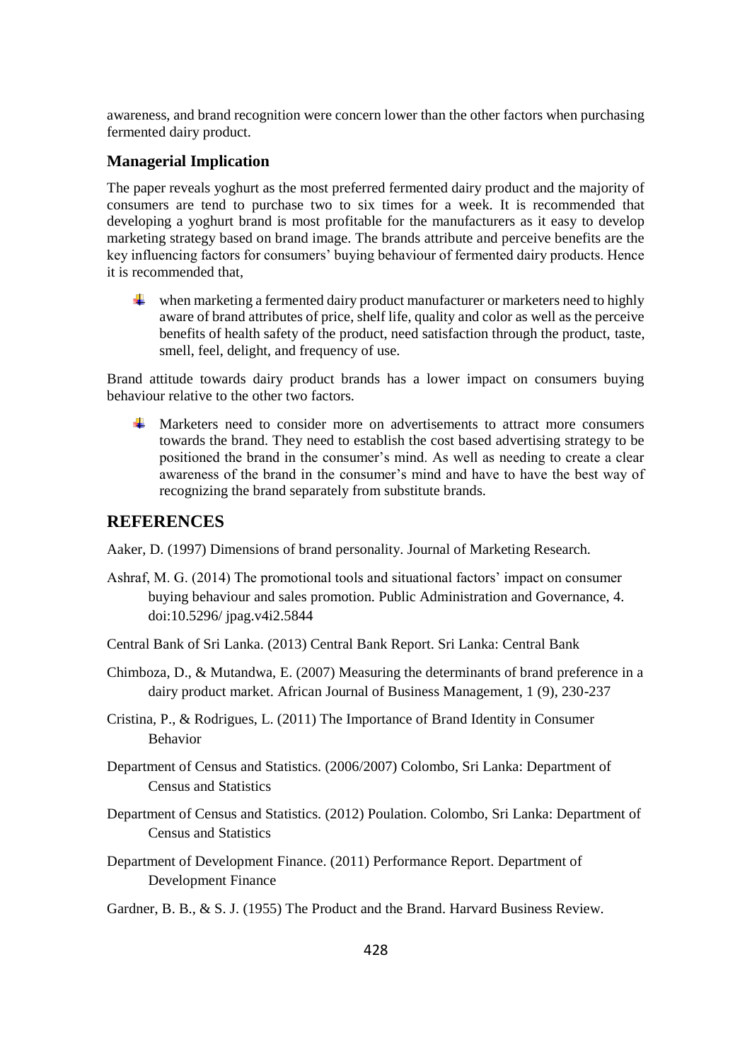awareness, and brand recognition were concern lower than the other factors when purchasing fermented dairy product.

### Managerial Implication

The paper reveals yoghurt as the most preferred fermented dairy product and the majority of consumers are tend to purchase two to six times for a week. It is recommended that developing a yoghurt brand is most profitable for the manufacturers as it easy to develop marketing strategy based on brand image. The brands attribute and perceive benefits are the key influencing factors for consumers' buying behaviour of fermented dairy products. Hence it is recommended that,

- when marketing a fermented dairy product manufacturer or marketers need to highly aware of brand attributes of price, shelf life, quality and color as well as the perceive benefits of health safety of the product, need satisfaction through the product, taste, smell, feel, delight, and frequency of use.

Brand attitude towards dairy product brands has a lower impact on consumers buying behaviour relative to the other two factors.

- Marketers need to consider more on advertisements to attract more consumers towards the brand. They need to establish the cost based advertising strategy to be positioned the brand in the consumer's mind. As well as needing to create a clear awareness of the brand in the consumer's mind and have to have the best way of recognizing the brand separately from substitute brands.

## REFERENCES

Aaker, D. (1997) Dimensions of brand personality. Journal of Marketing Research.

Ashraf, M. G. (2014) The promotional tools and situational factors' impact on consumer buying behaviour and sales promotion. Public Administration and Governance, 4. doi:10.5296/ jpag.v4i2.5844

Central Bank of Sri Lanka. (2013) Central Bank Report. Sri Lanka: Central Bank

Chimboza, D., & Mutandwa, E. (2007) Measuring the determinants of brand preference in a dairy product market. African Journal of Business Management, 1 (9), 230-237

Cristina, P., & Rodrigues, L. (2011) The Importance of Brand Identity in Consumer Behavior

Department of Census and Statistics. (2006/2007) Colombo, Sri Lanka: Department of Census and Statistics

Department of Census and Statistics. (2012) Poulation. Colombo, Sri Lanka: Department of Census and Statistics

Department of Development Finance. (2011) Performance Report. Department of Development Finance

Gardner, B. B., & S. J. (1955) The Product and the Brand. Harvard Business Review.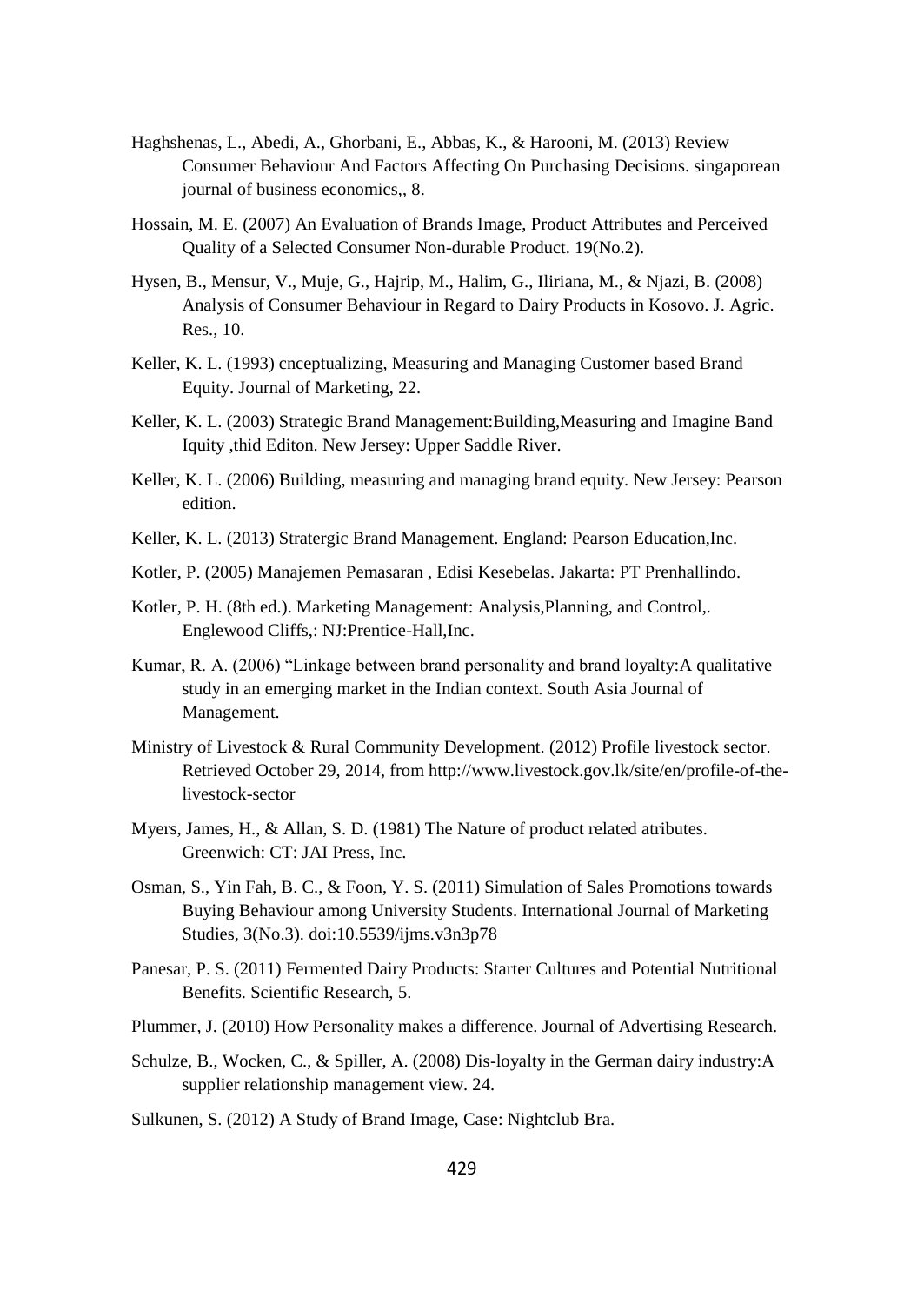Haghshenas, L., Abedi, A., Ghorbani, E., Abbas, K., & Harooni, M. (2013) Review Consumer Behaviour And Factors Affecting On Purchasing Decisions. singaporean journal of business economics,, 8.

Hossain, M. E. (2007) An Evaluation of Brands Image, Product Attributes and Perceived Quality of a Selected Consumer Non-durable Product. 19(No.2).

Hysen, B., Mensur, V., Muje, G., Hajrip, M., Halim, G., Iliriana, M., & Njazi, B. (2008) Analysis of Consumer Behaviour in Regard to Dairy Products in Kosovo. J. Agric. Res., 10.

Keller, K. L. (1993) cnceptualizing, Measuring and Managing Customer based Brand Equity. Journal of Marketing, 22.

Keller, K. L. (2003) Strategic Brand Management:Building,Measuring and Imagine Band Iquity ,thid Editon. New Jersey: Upper Saddle River.

Keller, K. L. (2006) Building, measuring and managing brand equity. New Jersey: Pearson edition.

Keller, K. L. (2013) Stratergic Brand Management. England: Pearson Education,Inc.

Kotler, P. (2005) Manajemen Pemasaran , Edisi Kesebelas. Jakarta: PT Prenhallindo.

Kotler, P. H. (8th ed.). Marketing Management: Analysis,Planning, and Control,. Englewood Cliffs,: NJ:Prentice-Hall,Inc.

Kumar, R. A. (2006) "Linkage between brand personality and brand loyalty:A qualitative study in an emerging market in the Indian context. South Asia Journal of Management.

Ministry of Livestock & Rural Community Development. (2012) Profile livestock sector. Retrieved October 29, 2014, from http://www.livestock.gov.lk/site/en/profile-of-the-livestock-sector

Myers, James, H., & Allan, S. D. (1981) The Nature of product related atributes. Greenwich: CT: JAI Press, Inc.

Osman, S., Yin Fah, B. C., & Foon, Y. S. (2011) Simulation of Sales Promotions towards Buying Behaviour among University Students. International Journal of Marketing Studies, 3(No.3). doi:10.5539/ijms.v3n3p78

Panesar, P. S. (2011) Fermented Dairy Products: Starter Cultures and Potential Nutritional Benefits. Scientific Research, 5.

Plummer, J. (2010) How Personality makes a difference. Journal of Advertising Research.

Schulze, B., Wocken, C., & Spiller, A. (2008) Dis-loyalty in the German dairy industry:A supplier relationship management view. 24.

Sulkunen, S. (2012) A Study of Brand Image, Case: Nightclub Bra.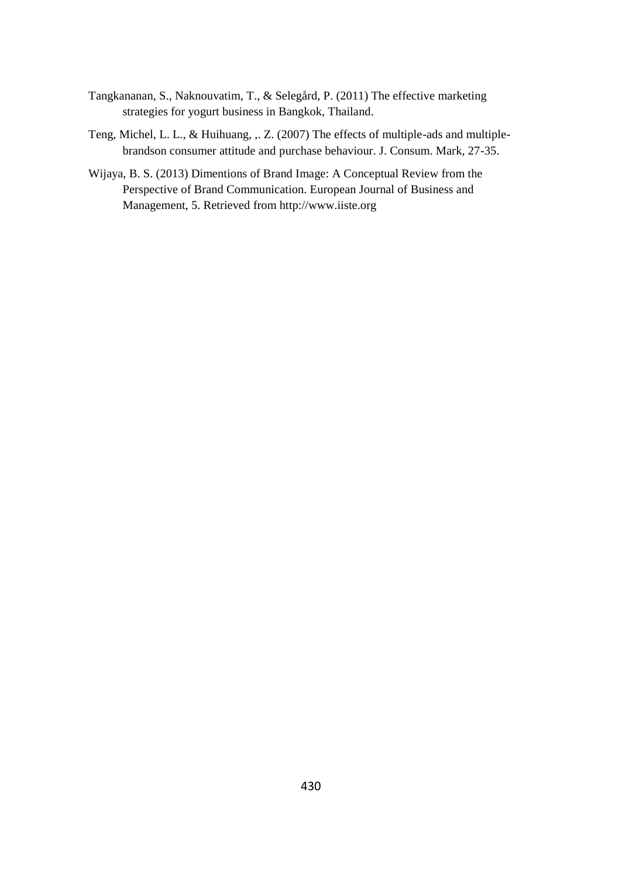Tangkananan, S., Naknouvatim, T., & Selegård, P. (2011) The effective marketing strategies for yogurt business in Bangkok, Thailand.

Teng, Michel, L. L., & Huihuang, ,. Z. (2007) The effects of multiple-ads and multiple-brandson consumer attitude and purchase behaviour. J. Consum. Mark, 27-35.

Wijaya, B. S. (2013) Dimentions of Brand Image: A Conceptual Review from the Perspective of Brand Communication. European Journal of Business and Management, 5. Retrieved from http://www.iiste.org